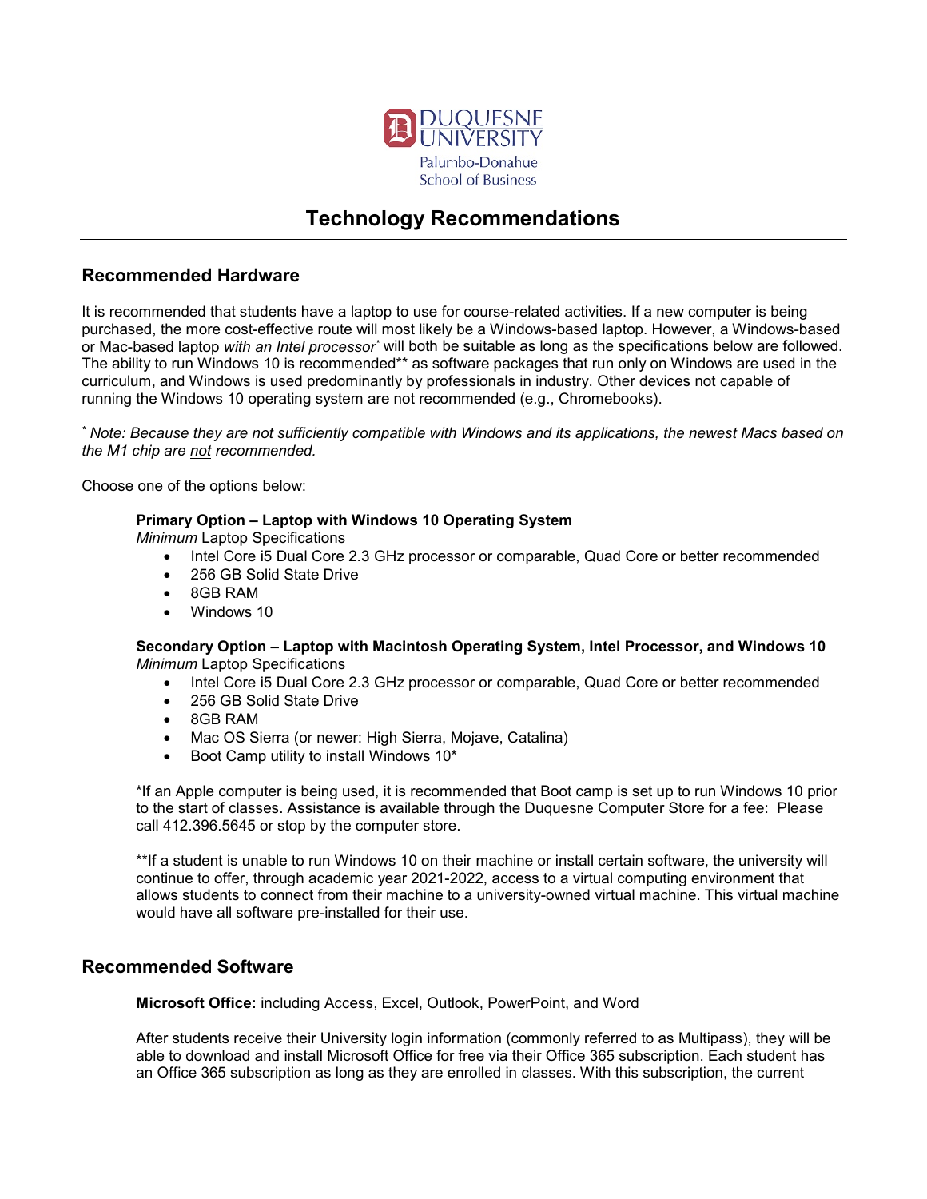Duquesne University
Palumbo-Donahue School of Business

# Technology Recommendations

## Recommended Hardware

It is recommended that students have a laptop to use for course-related activities. If a new computer is being purchased, the more cost-effective route will most likely be a Windows-based laptop. However, a Windows-based or Mac-based laptop *with an Intel processor** will both be suitable as long as the specifications below are followed. The ability to run Windows 10 is recommended** as software packages that run only on Windows are used in the curriculum, and Windows is used predominantly by professionals in industry. Other devices not capable of running the Windows 10 operating system are not recommended (e.g., Chromebooks).

** Note: Because they are not sufficiently compatible with Windows and its applications, the newest Macs based on the M1 chip are not recommended.*

Choose one of the options below:

**Primary Option – Laptop with Windows 10 Operating System**
*Minimum* Laptop Specifications

- Intel Core i5 Dual Core 2.3 GHz processor or comparable, Quad Core or better recommended
- 256 GB Solid State Drive
- 8GB RAM
- Windows 10

**Secondary Option – Laptop with Macintosh Operating System, Intel Processor, and Windows 10**
*Minimum* Laptop Specifications

- Intel Core i5 Dual Core 2.3 GHz processor or comparable, Quad Core or better recommended
- 256 GB Solid State Drive
- 8GB RAM
- Mac OS Sierra (or newer: High Sierra, Mojave, Catalina)
- Boot Camp utility to install Windows 10*

*If an Apple computer is being used, it is recommended that Boot camp is set up to run Windows 10 prior to the start of classes. Assistance is available through the Duquesne Computer Store for a fee: Please call 412.396.5645 or stop by the computer store.

**If a student is unable to run Windows 10 on their machine or install certain software, the university will continue to offer, through academic year 2021-2022, access to a virtual computing environment that allows students to connect from their machine to a university-owned virtual machine. This virtual machine would have all software pre-installed for their use.

## Recommended Software

**Microsoft Office:** including Access, Excel, Outlook, PowerPoint, and Word

After students receive their University login information (commonly referred to as Multipass), they will be able to download and install Microsoft Office for free via their Office 365 subscription. Each student has an Office 365 subscription as long as they are enrolled in classes. With this subscription, the current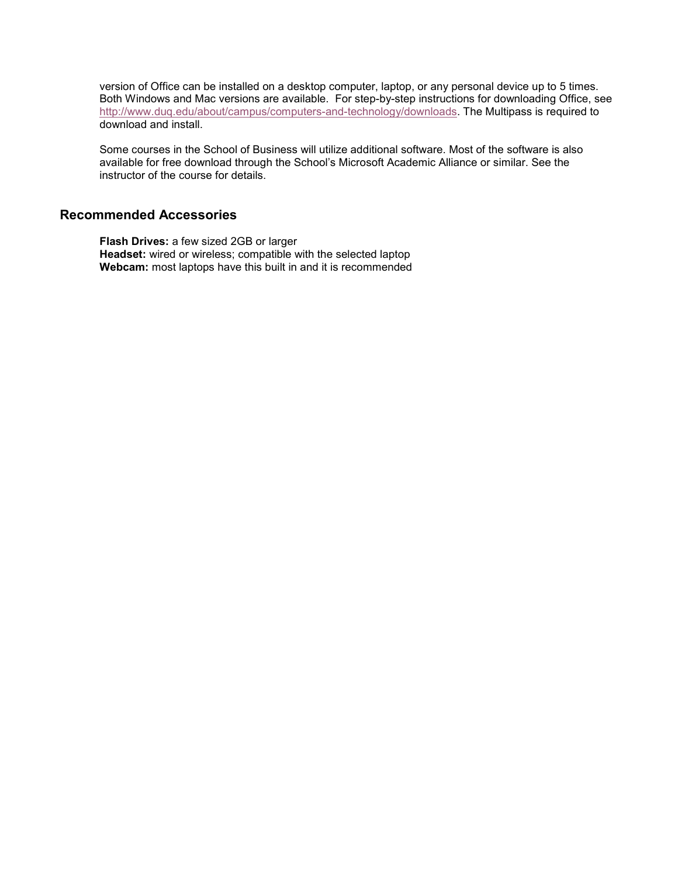version of Office can be installed on a desktop computer, laptop, or any personal device up to 5 times. Both Windows and Mac versions are available. For step-by-step instructions for downloading Office, see http://www.duq.edu/about/campus/computers-and-technology/downloads. The Multipass is required to download and install.

Some courses in the School of Business will utilize additional software. Most of the software is also available for free download through the School's Microsoft Academic Alliance or similar. See the instructor of the course for details.

## Recommended Accessories

**Flash Drives:** a few sized 2GB or larger
**Headset:** wired or wireless; compatible with the selected laptop
**Webcam:** most laptops have this built in and it is recommended